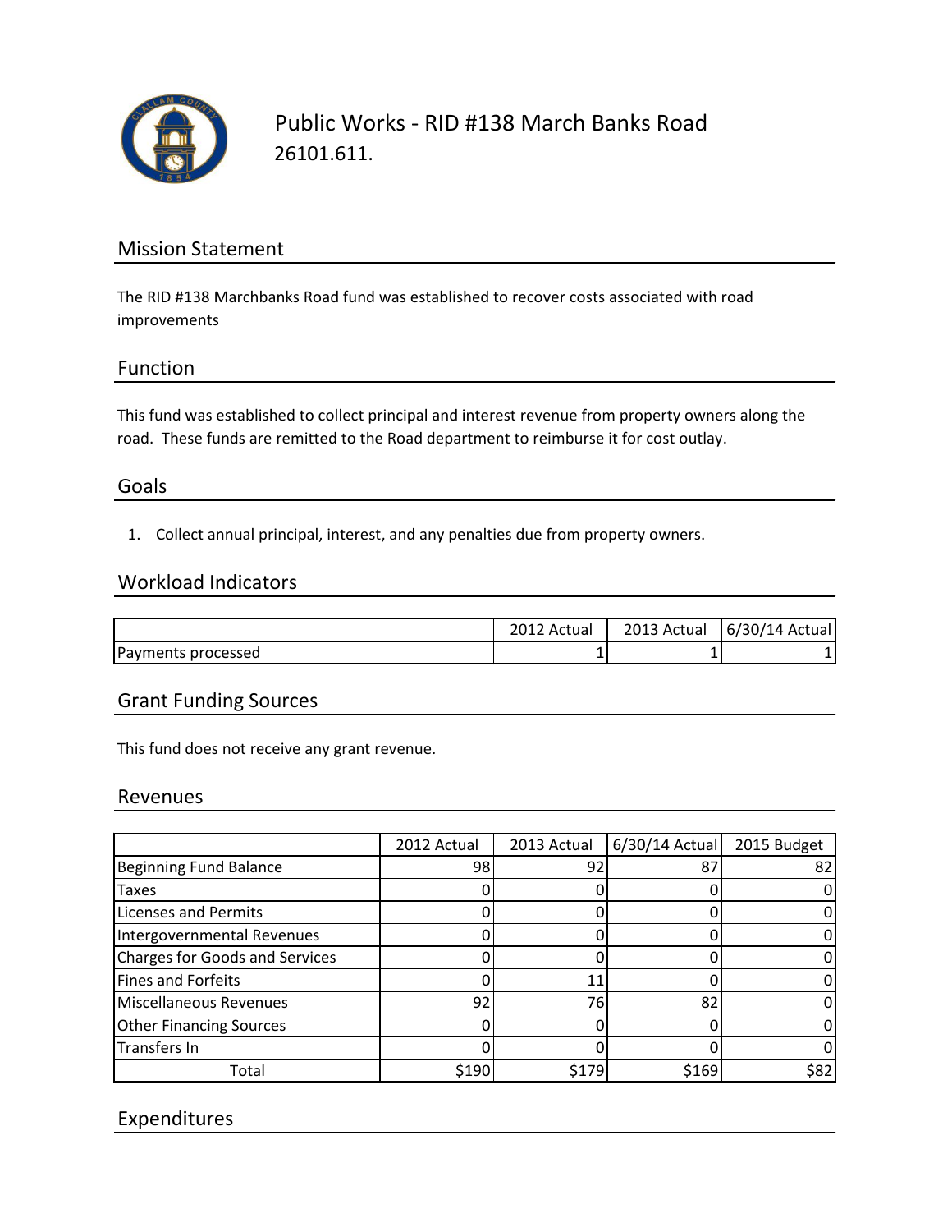# Public Works - RID #138 March Banks Road

26101.611.

## Mission Statement

The RID #138 Marchbanks Road fund was established to recover costs associated with road improvements

## Function

This fund was established to collect principal and interest revenue from property owners along the road. These funds are remitted to the Road department to reimburse it for cost outlay.

## Goals

1. Collect annual principal, interest, and any penalties due from property owners.

## Workload Indicators

| | 2012 Actual | 2013 Actual | 6/30/14 Actual |
|---|---|---|---|
| Payments processed | 1 | 1 | 1 |

## Grant Funding Sources

This fund does not receive any grant revenue.

## Revenues

| | 2012 Actual | 2013 Actual | 6/30/14 Actual | 2015 Budget |
|---|---|---|---|---|
| Beginning Fund Balance | 98 | 92 | 87 | 82 |
| Taxes | 0 | 0 | 0 | 0 |
| Licenses and Permits | 0 | 0 | 0 | 0 |
| Intergovernmental Revenues | 0 | 0 | 0 | 0 |
| Charges for Goods and Services | 0 | 0 | 0 | 0 |
| Fines and Forfeits | 0 | 11 | 0 | 0 |
| Miscellaneous Revenues | 92 | 76 | 82 | 0 |
| Other Financing Sources | 0 | 0 | 0 | 0 |
| Transfers In | 0 | 0 | 0 | 0 |
| Total | $190 | $179 | $169 | $82 |

## Expenditures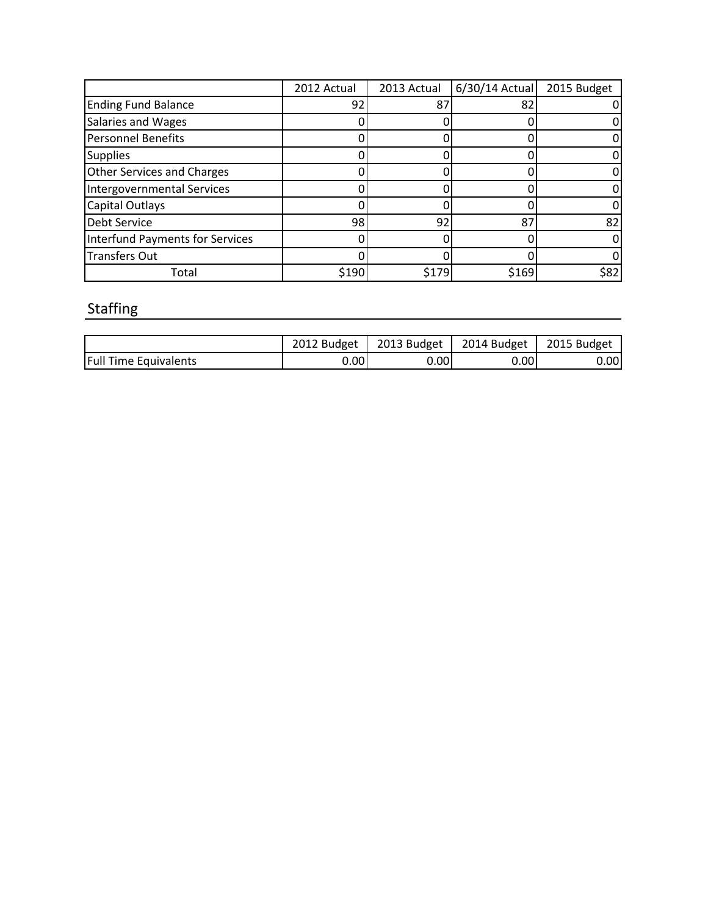| | 2012 Actual | 2013 Actual | 6/30/14 Actual | 2015 Budget |
|---|---|---|---|---|
| Ending Fund Balance | 92 | 87 | 82 | 0 |
| Salaries and Wages | 0 | 0 | 0 | 0 |
| Personnel Benefits | 0 | 0 | 0 | 0 |
| Supplies | 0 | 0 | 0 | 0 |
| Other Services and Charges | 0 | 0 | 0 | 0 |
| Intergovernmental Services | 0 | 0 | 0 | 0 |
| Capital Outlays | 0 | 0 | 0 | 0 |
| Debt Service | 98 | 92 | 87 | 82 |
| Interfund Payments for Services | 0 | 0 | 0 | 0 |
| Transfers Out | 0 | 0 | 0 | 0 |
| Total | $190 | $179 | $169 | $82 |

## Staffing

| | 2012 Budget | 2013 Budget | 2014 Budget | 2015 Budget |
|---|---|---|---|---|
| Full Time Equivalents | 0.00 | 0.00 | 0.00 | 0.00 |